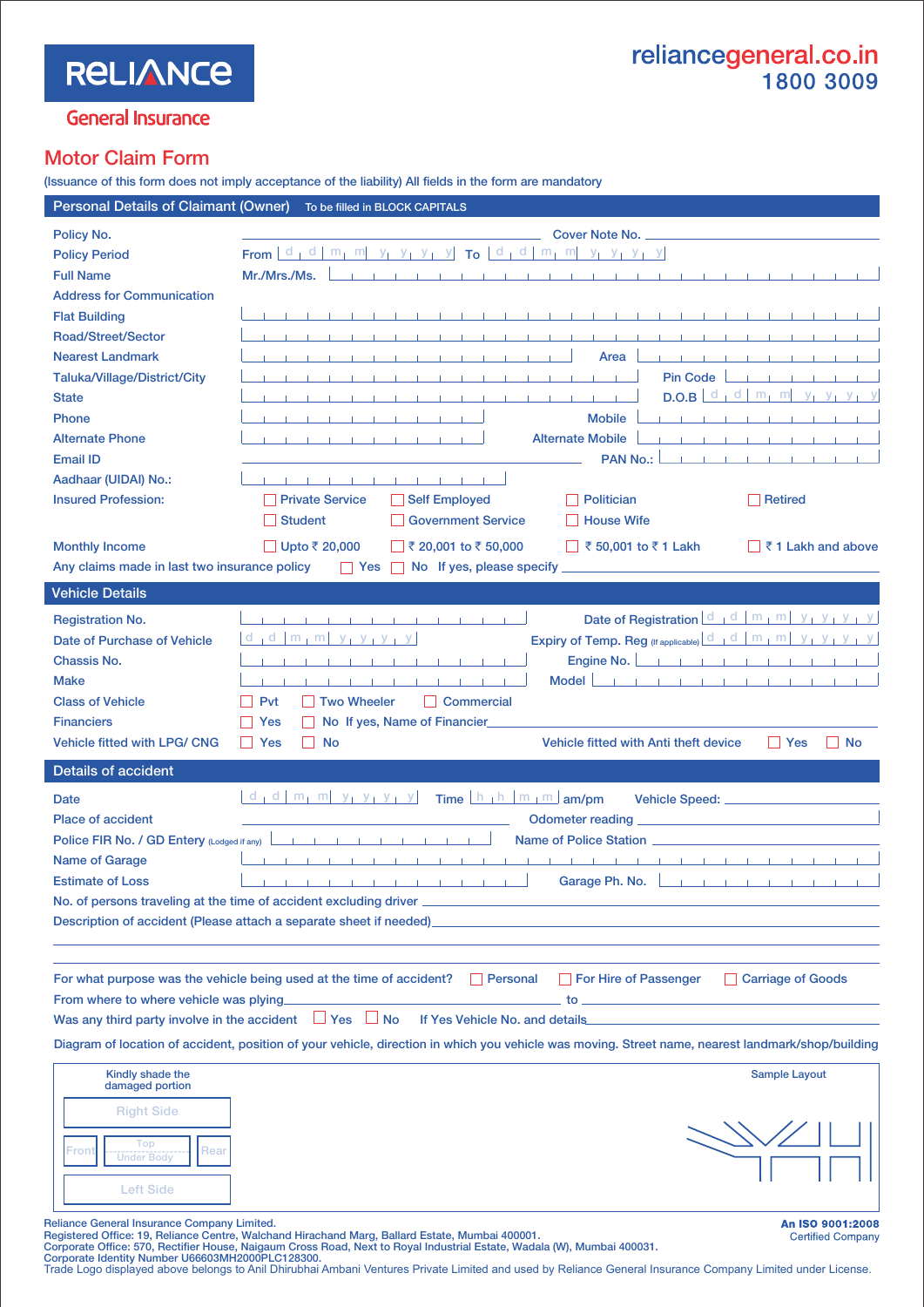# Reliance General Insurance

reliancegeneral.co.in
1800 3009

## Motor Claim Form

(Issuance of this form does not imply acceptance of the liability) All fields in the form are mandatory

### Personal Details of Claimant (Owner) To be filled in BLOCK CAPITALS

Policy No. ____________________ Cover Note No. ____________________

Policy Period From d d m m y y y y To d d m m y y y y

Full Name Mr./Mrs./Ms.

Address for Communication

Flat Building

Road/Street/Sector

Nearest Landmark ____________________ Area ____________________

Taluka/Village/District/City ____________________ Pin Code ____________________

State ____________________ D.O.B d d m m y y y y

Phone ____________________ Mobile ____________________

Alternate Phone ____________________ Alternate Mobile ____________________

Email ID ____________________ PAN No.: ____________________

Aadhaar (UIDAI) No.: ____________________

Insured Profession: ☐ Private Service ☐ Self Employed ☐ Politician ☐ Retired ☐ Student ☐ Government Service ☐ House Wife

Monthly Income ☐ Upto ₹ 20,000 ☐ ₹ 20,001 to ₹ 50,000 ☐ ₹ 50,001 to ₹ 1 Lakh ☐ ₹ 1 Lakh and above

Any claims made in last two insurance policy ☐ Yes ☐ No If yes, please specify ____________________

### Vehicle Details

Registration No. ____________________ Date of Registration d d m m y y y y

Date of Purchase of Vehicle d d m m y y y y Expiry of Temp. Reg (If applicable) d d m m y y y y

Chassis No. ____________________ Engine No. ____________________

Make ____________________ Model ____________________

Class of Vehicle ☐ Pvt ☐ Two Wheeler ☐ Commercial

Financiers ☐ Yes ☐ No If yes, Name of Financier ____________________

Vehicle fitted with LPG/ CNG ☐ Yes ☐ No Vehicle fitted with Anti theft device ☐ Yes ☐ No

### Details of accident

Date d d m m y y y y Time h h m m am/pm Vehicle Speed: ____________________

Place of accident ____________________ Odometer reading ____________________

Police FIR No. / GD Entery (Lodged if any) ____________________ Name of Police Station ____________________

Name of Garage ____________________

Estimate of Loss ____________________ Garage Ph. No. ____________________

No. of persons traveling at the time of accident excluding driver ____________________

Description of accident (Please attach a separate sheet if needed) ____________________

For what purpose was the vehicle being used at the time of accident? ☐ Personal ☐ For Hire of Passenger ☐ Carriage of Goods

From where to where vehicle was plying ____________________ to ____________________

Was any third party involve in the accident ☐ Yes ☐ No If Yes Vehicle No. and details ____________________

Diagram of location of accident, position of your vehicle, direction in which you vehicle was moving. Street name, nearest landmark/shop/building

Kindly shade the damaged portion

Right Side

Front | Top / Under Body | Rear

Left Side

Sample Layout

Reliance General Insurance Company Limited.
Registered Office: 19, Reliance Centre, Walchand Hirachand Marg, Ballard Estate, Mumbai 400001.
Corporate Office: 570, Rectifier House, Naigaum Cross Road, Next to Royal Industrial Estate, Wadala (W), Mumbai 400031.
Corporate Identity Number U66603MH2000PLC128300.
Trade Logo displayed above belongs to Anil Dhirubhai Ambani Ventures Private Limited and used by Reliance General Insurance Company Limited under License.

**An ISO 9001:2008** Certified Company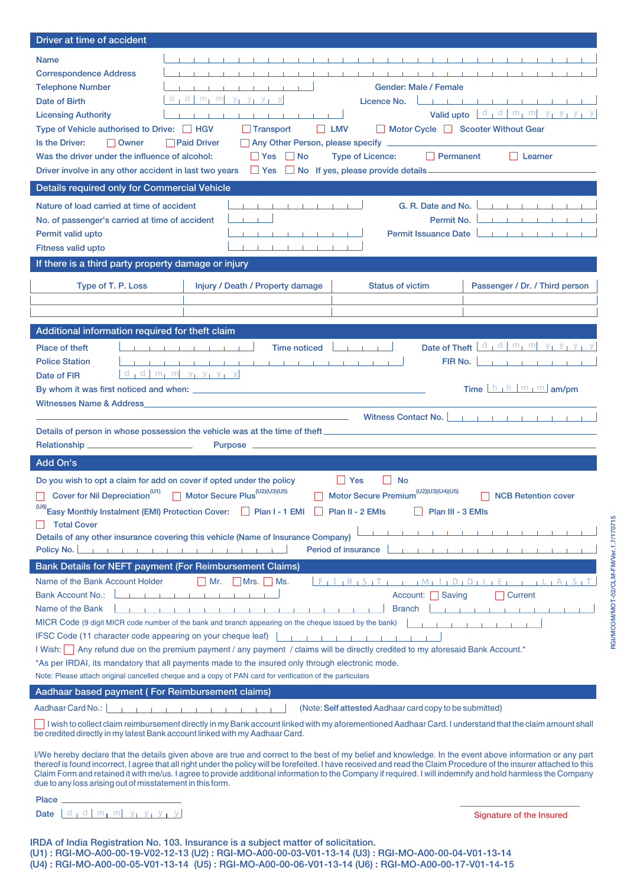## Driver at time of accident

Name

Correspondence Address

Telephone Number

Gender: Male / Female

Date of Birth (dd mm yyyy)

Licence No.

Licensing Authority

Valid upto (dd mm yyyy)

Type of Vehicle authorised to Drive: ☐ HGV ☐ Transport ☐ LMV ☐ Motor Cycle ☐ Scooter Without Gear

Is the Driver: ☐ Owner ☐ Paid Driver ☐ Any Other Person, please specify

Was the driver under the influence of alcohol: ☐ Yes ☐ No

Type of Licence: ☐ Permanent ☐ Learner

Driver involve in any other accident in last two years ☐ Yes ☐ No If yes, please provide details

## Details required only for Commercial Vehicle

Nature of load carried at time of accident

G. R. Date and No.

No. of passenger's carried at time of accident

Permit No.

Permit valid upto

Permit Issuance Date

Fitness valid upto

## If there is a third party property damage or injury

| Type of T. P. Loss | Injury / Death / Property damage | Status of victim | Passenger / Dr. / Third person |
|---|---|---|---|
| | | | |
| | | | |

## Additional information required for theft claim

Place of theft

Time noticed

Date of Theft (dd mm yyyy)

Police Station

FIR No.

Date of FIR (dd mm yyyy)

By whom it was first noticed and when:

Time (hh mm) am/pm

Witnesses Name & Address

Witness Contact No.

Details of person in whose possession the vehicle was at the time of theft

Relationship

Purpose

## Add On's

Do you wish to opt a claim for add on cover if opted under the policy ☐ Yes ☐ No

☐ Cover for Nil Depreciation(U1) ☐ Motor Secure Plus(U2)(U3)(U5) ☐ Motor Secure Premium(U2)(U3)(U4)(U5) ☐ NCB Retention cover

(U6)Easy Monthly Instalment (EMI) Protection Cover: ☐ Plan I - 1 EMI ☐ Plan II - 2 EMIs ☐ Plan III - 3 EMIs

☐ Total Cover

Details of any other insurance covering this vehicle (Name of Insurance Company)

Policy No.

Period of insurance

## Bank Details for NEFT payment (For Reimbursement Claims)

Name of the Bank Account Holder ☐ Mr. ☐ Mrs. ☐ Ms. (FIRST MIDDLE LAST)

Bank Account No.:

Account: ☐ Saving ☐ Current

Name of the Bank

Branch

MICR Code (9 digit MICR code number of the bank and branch appearing on the cheque issued by the bank)

IFSC Code (11 character code appearing on your cheque leaf)

I Wish: ☐ Any refund due on the premium payment / any payment / claims will be directly credited to my aforesaid Bank Account.*

*As per IRDAI, its mandatory that all payments made to the insured only through electronic mode.

Note: Please attach original cancelled cheque and a copy of PAN card for verification of the particulars

## Aadhaar based payment ( For Reimbursement claims)

Aadhaar Card No.:

(Note: **Self attested** Aadhaar card copy to be submitted)

☐ I wish to collect claim reimbursement directly in my Bank account linked with my aforementioned Aadhaar Card. I understand that the claim amount shall be credited directly in my latest Bank account linked with my Aadhaar Card.

I/We hereby declare that the details given above are true and correct to the best of my belief and knowledge. In the event above information or any part thereof is found incorrect, I agree that all right under the policy will be forefeited. I have received and read the Claim Procedure of the insurer attached to this Claim Form and retained it with me/us. I agree to provide additional information to the Company if required. I will indemnify and hold harmless the Company due to any loss arising out of misstatement in this form.

Place

Date (dd mm yyyy)

Signature of the Insured

IRDA of India Registration No. 103. Insurance is a subject matter of solicitation.

(U1) : RGI-MO-A00-00-19-V02-12-13 (U2) : RGI-MO-A00-00-03-V01-13-14 (U3) : RGI-MO-A00-00-04-V01-13-14

(U4) : RGI-MO-A00-00-05-V01-13-14 (U5) : RGI-MO-A00-00-06-V01-13-14 (U6) : RGI-MO-A00-00-17-V01-14-15

RGI/MCOM/MOT-02/CLM-FM/Ver.1.7/170715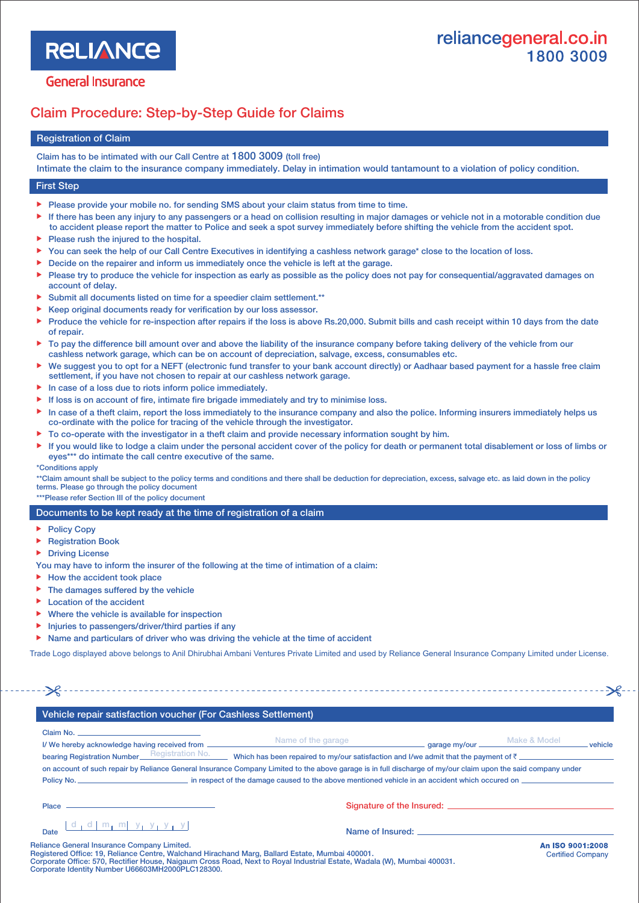**RELIANCE**

**General Insurance**

reliancegeneral.co.in
1800 3009

# Claim Procedure: Step-by-Step Guide for Claims

## Registration of Claim

Claim has to be intimated with our Call Centre at **1800 3009** (toll free)

Intimate the claim to the insurance company immediately. Delay in intimation would tantamount to a violation of policy condition.

## First Step

- Please provide your mobile no. for sending SMS about your claim status from time to time.
- If there has been any injury to any passengers or a head on collision resulting in major damages or vehicle not in a motorable condition due to accident please report the matter to Police and seek a spot survey immediately before shifting the vehicle from the accident spot.
- Please rush the injured to the hospital.
- You can seek the help of our Call Centre Executives in identifying a cashless network garage* close to the location of loss.
- Decide on the repairer and inform us immediately once the vehicle is left at the garage.
- Please try to produce the vehicle for inspection as early as possible as the policy does not pay for consequential/aggravated damages on account of delay.
- Submit all documents listed on time for a speedier claim settlement.**
- Keep original documents ready for verification by our loss assessor.
- Produce the vehicle for re-inspection after repairs if the loss is above Rs.20,000. Submit bills and cash receipt within 10 days from the date of repair.
- To pay the difference bill amount over and above the liability of the insurance company before taking delivery of the vehicle from our cashless network garage, which can be on account of depreciation, salvage, excess, consumables etc.
- We suggest you to opt for a NEFT (electronic fund transfer to your bank account directly) or Aadhaar based payment for a hassle free claim settlement, if you have not chosen to repair at our cashless network garage.
- In case of a loss due to riots inform police immediately.
- If loss is on account of fire, intimate fire brigade immediately and try to minimise loss.
- In case of a theft claim, report the loss immediately to the insurance company and also the police. Informing insurers immediately helps us co-ordinate with the police for tracing of the vehicle through the investigator.
- To co-operate with the investigator in a theft claim and provide necessary information sought by him.
- If you would like to lodge a claim under the personal accident cover of the policy for death or permanent total disablement or loss of limbs or eyes*** do intimate the call centre executive of the same.

*Conditions apply

**Claim amount shall be subject to the policy terms and conditions and there shall be deduction for depreciation, excess, salvage etc. as laid down in the policy terms. Please go through the policy document

***Please refer Section III of the policy document

## Documents to be kept ready at the time of registration of a claim

- Policy Copy
- Registration Book
- Driving License

You may have to inform the insurer of the following at the time of intimation of a claim:

- How the accident took place
- The damages suffered by the vehicle
- Location of the accident
- Where the vehicle is available for inspection
- Injuries to passengers/driver/third parties if any
- Name and particulars of driver who was driving the vehicle at the time of accident

Trade Logo displayed above belongs to Anil Dhirubhai Ambani Ventures Private Limited and used by Reliance General Insurance Company Limited under License.

## Vehicle repair satisfaction voucher (For Cashless Settlement)

Claim No. ______________________

I/ We hereby acknowledge having received from ______ Name of the garage ______ garage my/our ______ Make & Model ______ vehicle bearing Registration Number ______ Registration No. ______ Which has been repaired to my/our satisfaction and I/we admit that the payment of ₹ ______________ on account of such repair by Reliance General Insurance Company Limited to the above garage is in full discharge of my/our claim upon the said company under Policy No. ______________ in respect of the damage caused to the above mentioned vehicle in an accident which occured on ______________

Place ______________________ Signature of the Insured: ______________________

Date | d | d | m | m | y | y | y | y | Name of Insured: ______________________

Reliance General Insurance Company Limited.
Registered Office: 19, Reliance Centre, Walchand Hirachand Marg, Ballard Estate, Mumbai 400001.
Corporate Office: 570, Rectifier House, Naigaum Cross Road, Next to Royal Industrial Estate, Wadala (W), Mumbai 400031.
Corporate Identity Number U66603MH2000PLC128300.

**An ISO 9001:2008**
Certified Company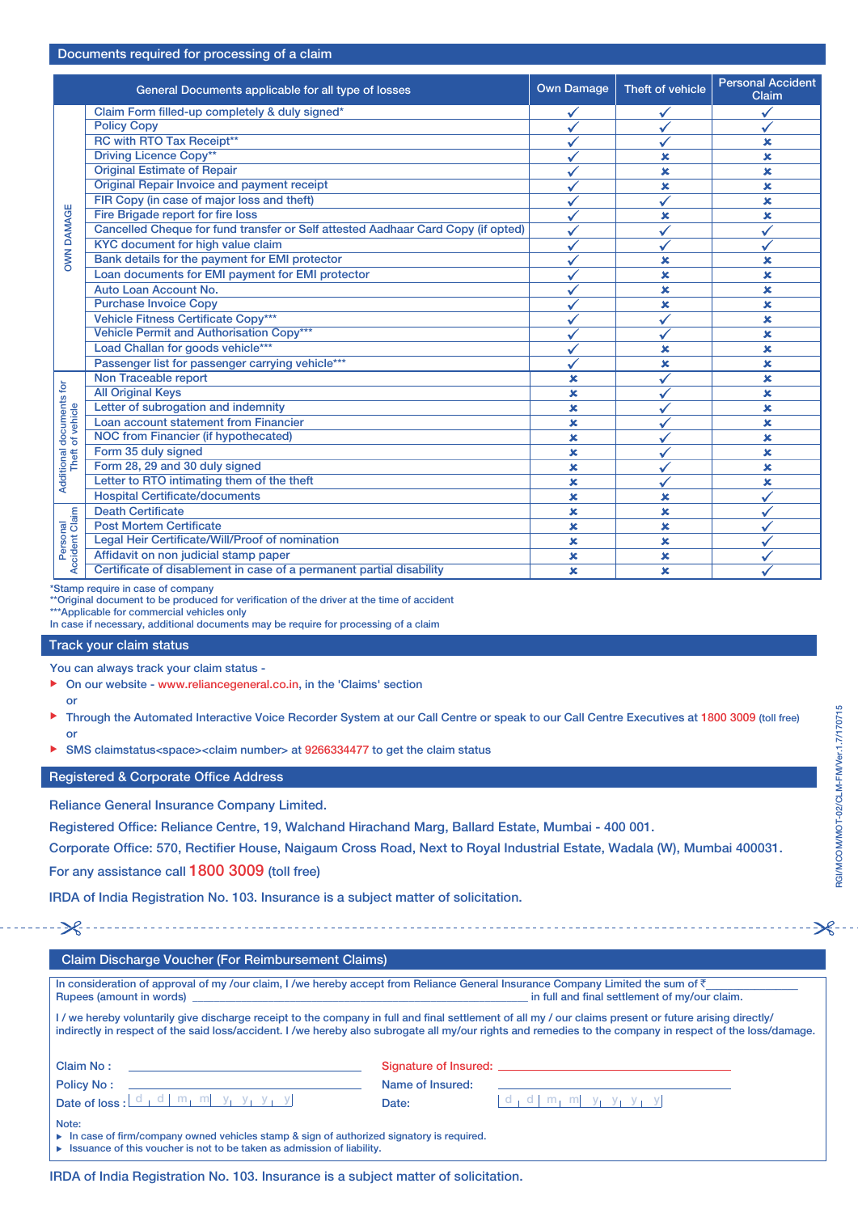## Documents required for processing of a claim

| | General Documents applicable for all type of losses | Own Damage | Theft of vehicle | Personal Accident Claim |
|---|---|---|---|---|
| OWN DAMAGE | Claim Form filled-up completely & duly signed* | ✓ | ✓ | ✓ |
| | Policy Copy | ✓ | ✓ | ✓ |
| | RC with RTO Tax Receipt** | ✓ | ✓ | ✗ |
| | Driving Licence Copy** | ✓ | ✗ | ✗ |
| | Original Estimate of Repair | ✓ | ✗ | ✗ |
| | Original Repair Invoice and payment receipt | ✓ | ✗ | ✗ |
| | FIR Copy (in case of major loss and theft) | ✓ | ✓ | ✗ |
| | Fire Brigade report for fire loss | ✓ | ✗ | ✗ |
| | Cancelled Cheque for fund transfer or Self attested Aadhaar Card Copy (if opted) | ✓ | ✓ | ✓ |
| | KYC document for high value claim | ✓ | ✓ | ✓ |
| | Bank details for the payment for EMI protector | ✓ | ✗ | ✗ |
| | Loan documents for EMI payment for EMI protector | ✓ | ✗ | ✗ |
| | Auto Loan Account No. | ✓ | ✗ | ✗ |
| | Purchase Invoice Copy | ✓ | ✗ | ✗ |
| | Vehicle Fitness Certificate Copy*** | ✓ | ✓ | ✗ |
| | Vehicle Permit and Authorisation Copy*** | ✓ | ✓ | ✗ |
| | Load Challan for goods vehicle*** | ✓ | ✗ | ✗ |
| | Passenger list for passenger carrying vehicle*** | ✓ | ✗ | ✗ |
| Additional documents for Theft of vehicle | Non Traceable report | ✗ | ✓ | ✗ |
| | All Original Keys | ✗ | ✓ | ✗ |
| | Letter of subrogation and indemnity | ✗ | ✓ | ✗ |
| | Loan account statement from Financier | ✗ | ✓ | ✗ |
| | NOC from Financier (if hypothecated) | ✗ | ✓ | ✗ |
| | Form 35 duly signed | ✗ | ✓ | ✗ |
| | Form 28, 29 and 30 duly signed | ✗ | ✓ | ✗ |
| | Letter to RTO intimating them of the theft | ✗ | ✓ | ✗ |
| Personal Accident Claim | Hospital Certificate/documents | ✗ | ✗ | ✓ |
| | Death Certificate | ✗ | ✗ | ✓ |
| | Post Mortem Certificate | ✗ | ✗ | ✓ |
| | Legal Heir Certificate/Will/Proof of nomination | ✗ | ✗ | ✓ |
| | Affidavit on non judicial stamp paper | ✗ | ✗ | ✓ |
| | Certificate of disablement in case of a permanent partial disability | ✗ | ✗ | ✓ |

*Stamp require in case of company
**Original document to be produced for verification of the driver at the time of accident
***Applicable for commercial vehicles only
In case if necessary, additional documents may be require for processing of a claim

## Track your claim status

You can always track your claim status -

- On our website - www.reliancegeneral.co.in, in the 'Claims' section

or

- Through the Automated Interactive Voice Recorder System at our Call Centre or speak to our Call Centre Executives at 1800 3009 (toll free)

or

- SMS claimstatus<space><claim number> at 9266334477 to get the claim status

## Registered & Corporate Office Address

Reliance General Insurance Company Limited.

Registered Office: Reliance Centre, 19, Walchand Hirachand Marg, Ballard Estate, Mumbai - 400 001.

Corporate Office: 570, Rectifier House, Naigaum Cross Road, Next to Royal Industrial Estate, Wadala (W), Mumbai 400031.

For any assistance call 1800 3009 (toll free)

IRDA of India Registration No. 103. Insurance is a subject matter of solicitation.

RGI/MCOM/MOT-02/CLM-FM/Ver.1.7/170715

---

## Claim Discharge Voucher (For Reimbursement Claims)

In consideration of approval of my /our claim, I /we hereby accept from Reliance General Insurance Company Limited the sum of ₹ ______________ Rupees (amount in words) ______________________________ in full and final settlement of my/our claim.

I / we hereby voluntarily give discharge receipt to the company in full and final settlement of all my / our claims present or future arising directly/ indirectly in respect of the said loss/accident. I /we hereby also subrogate all my/our rights and remedies to the company in respect of the loss/damage.

Claim No : ______________________ Signature of Insured: ______________________

Policy No : ______________________ Name of Insured: ______________________

Date of loss : d d m m y y y y Date: d d m m y y y y

Note:

- In case of firm/company owned vehicles stamp & sign of authorized signatory is required.
- Issuance of this voucher is not to be taken as admission of liability.

IRDA of India Registration No. 103. Insurance is a subject matter of solicitation.